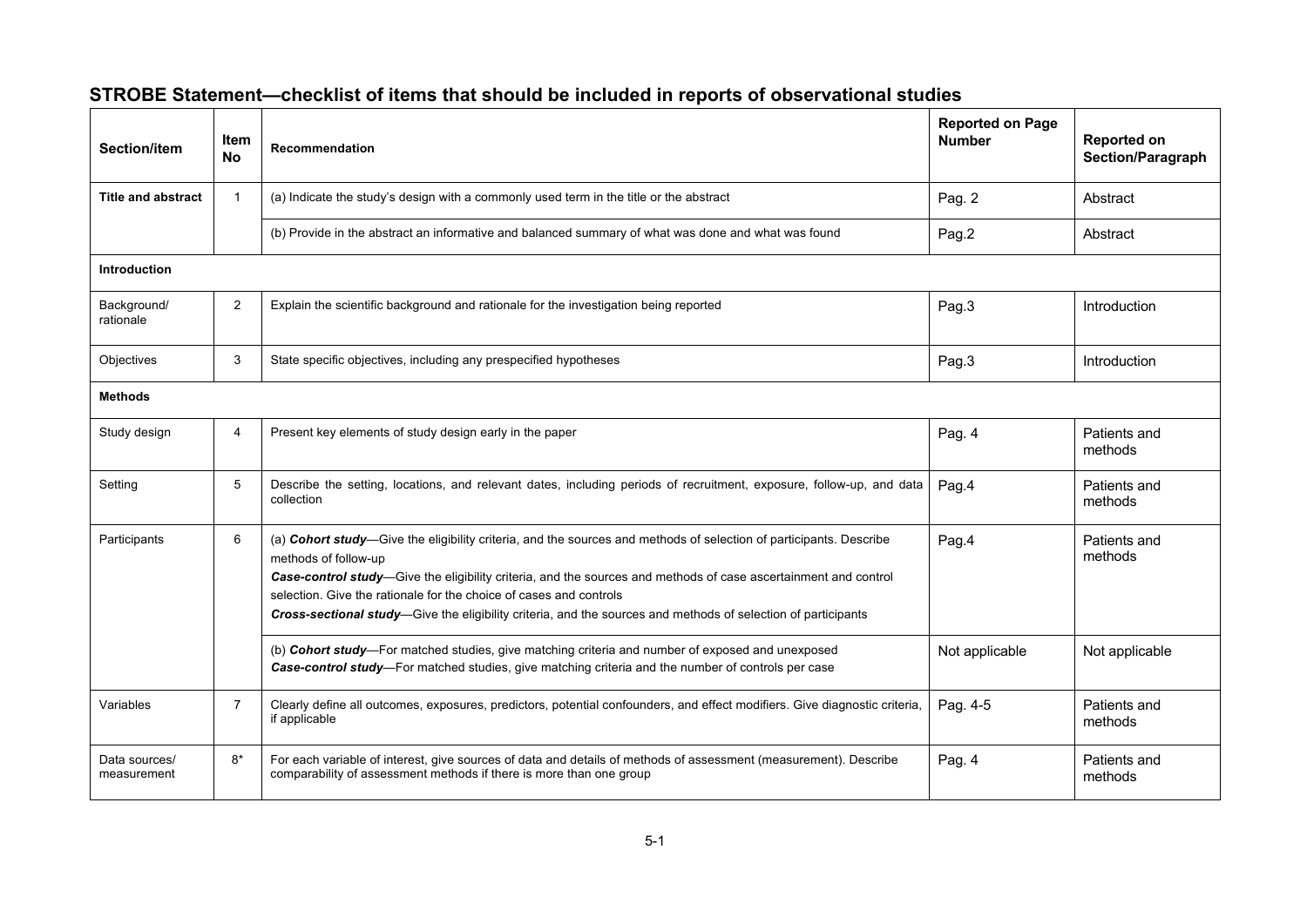## STROBE Statement—checklist of items that should be included in reports of observational studies

| Section/item | Item No | Recommendation | Reported on Page Number | Reported on Section/Paragraph |
|---|---|---|---|---|
| **Title and abstract** | 1 | (a) Indicate the study's design with a commonly used term in the title or the abstract | Pag. 2 | Abstract |
| | | (b) Provide in the abstract an informative and balanced summary of what was done and what was found | Pag.2 | Abstract |
| **Introduction** | | | | |
| Background/ rationale | 2 | Explain the scientific background and rationale for the investigation being reported | Pag.3 | Introduction |
| Objectives | 3 | State specific objectives, including any prespecified hypotheses | Pag.3 | Introduction |
| **Methods** | | | | |
| Study design | 4 | Present key elements of study design early in the paper | Pag. 4 | Patients and methods |
| Setting | 5 | Describe the setting, locations, and relevant dates, including periods of recruitment, exposure, follow-up, and data collection | Pag.4 | Patients and methods |
| Participants | 6 | (a) ***Cohort study***—Give the eligibility criteria, and the sources and methods of selection of participants. Describe methods of follow-up<br>***Case-control study***—Give the eligibility criteria, and the sources and methods of case ascertainment and control selection. Give the rationale for the choice of cases and controls<br>***Cross-sectional study***—Give the eligibility criteria, and the sources and methods of selection of participants | Pag.4 | Patients and methods |
| | | (b) ***Cohort study***—For matched studies, give matching criteria and number of exposed and unexposed<br>***Case-control study***—For matched studies, give matching criteria and the number of controls per case | Not applicable | Not applicable |
| Variables | 7 | Clearly define all outcomes, exposures, predictors, potential confounders, and effect modifiers. Give diagnostic criteria, if applicable | Pag. 4-5 | Patients and methods |
| Data sources/ measurement | 8* | For each variable of interest, give sources of data and details of methods of assessment (measurement). Describe comparability of assessment methods if there is more than one group | Pag. 4 | Patients and methods |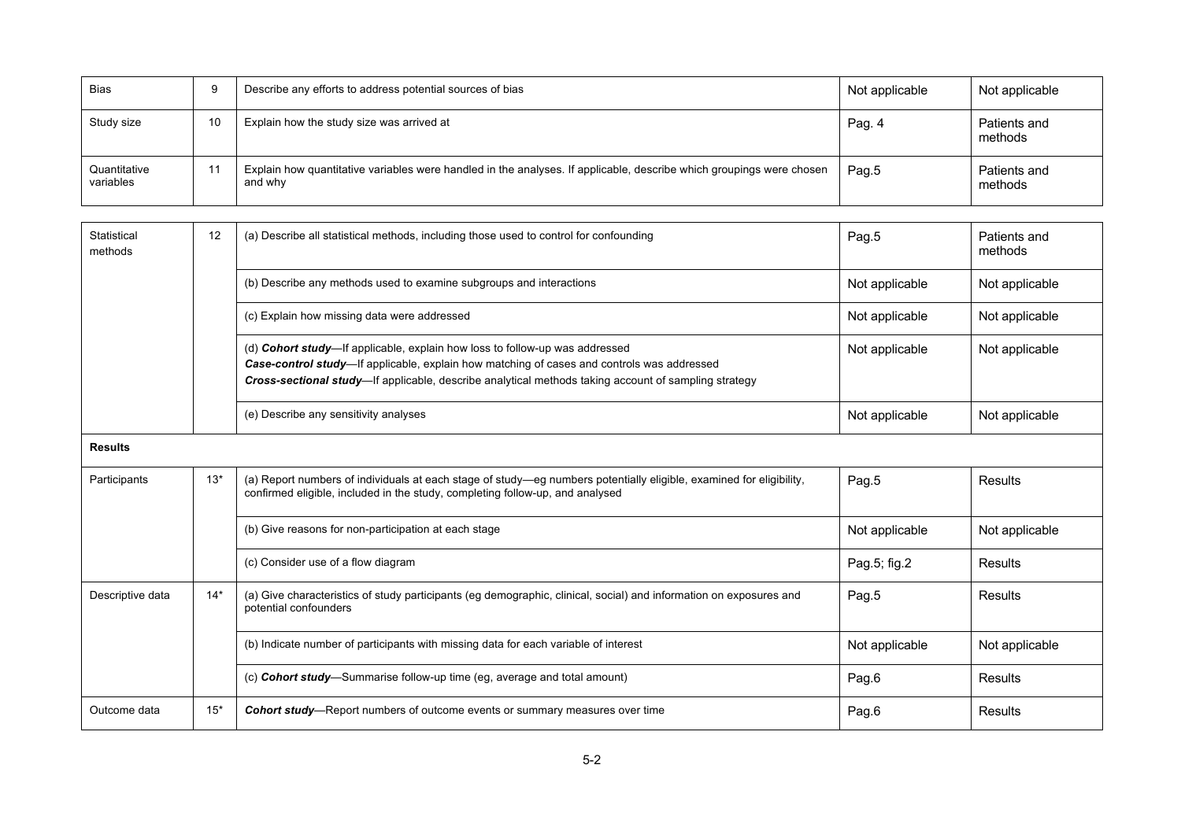| | | | | |
|---|---|---|---|---|
| Bias | 9 | Describe any efforts to address potential sources of bias | Not applicable | Not applicable |
| Study size | 10 | Explain how the study size was arrived at | Pag. 4 | Patients and methods |
| Quantitative variables | 11 | Explain how quantitative variables were handled in the analyses. If applicable, describe which groupings were chosen and why | Pag.5 | Patients and methods |
| Statistical methods | 12 | (a) Describe all statistical methods, including those used to control for confounding | Pag.5 | Patients and methods |
| | | (b) Describe any methods used to examine subgroups and interactions | Not applicable | Not applicable |
| | | (c) Explain how missing data were addressed | Not applicable | Not applicable |
| | | (d) ***Cohort study***—If applicable, explain how loss to follow-up was addressed<br>***Case-control study***—If applicable, explain how matching of cases and controls was addressed<br>***Cross-sectional study***—If applicable, describe analytical methods taking account of sampling strategy | Not applicable | Not applicable |
| | | (e) Describe any sensitivity analyses | Not applicable | Not applicable |
| **Results** | | | | |
| Participants | 13* | (a) Report numbers of individuals at each stage of study—eg numbers potentially eligible, examined for eligibility, confirmed eligible, included in the study, completing follow-up, and analysed | Pag.5 | Results |
| | | (b) Give reasons for non-participation at each stage | Not applicable | Not applicable |
| | | (c) Consider use of a flow diagram | Pag.5; fig.2 | Results |
| Descriptive data | 14* | (a) Give characteristics of study participants (eg demographic, clinical, social) and information on exposures and potential confounders | Pag.5 | Results |
| | | (b) Indicate number of participants with missing data for each variable of interest | Not applicable | Not applicable |
| | | (c) ***Cohort study***—Summarise follow-up time (eg, average and total amount) | Pag.6 | Results |
| Outcome data | 15* | ***Cohort study***—Report numbers of outcome events or summary measures over time | Pag.6 | Results |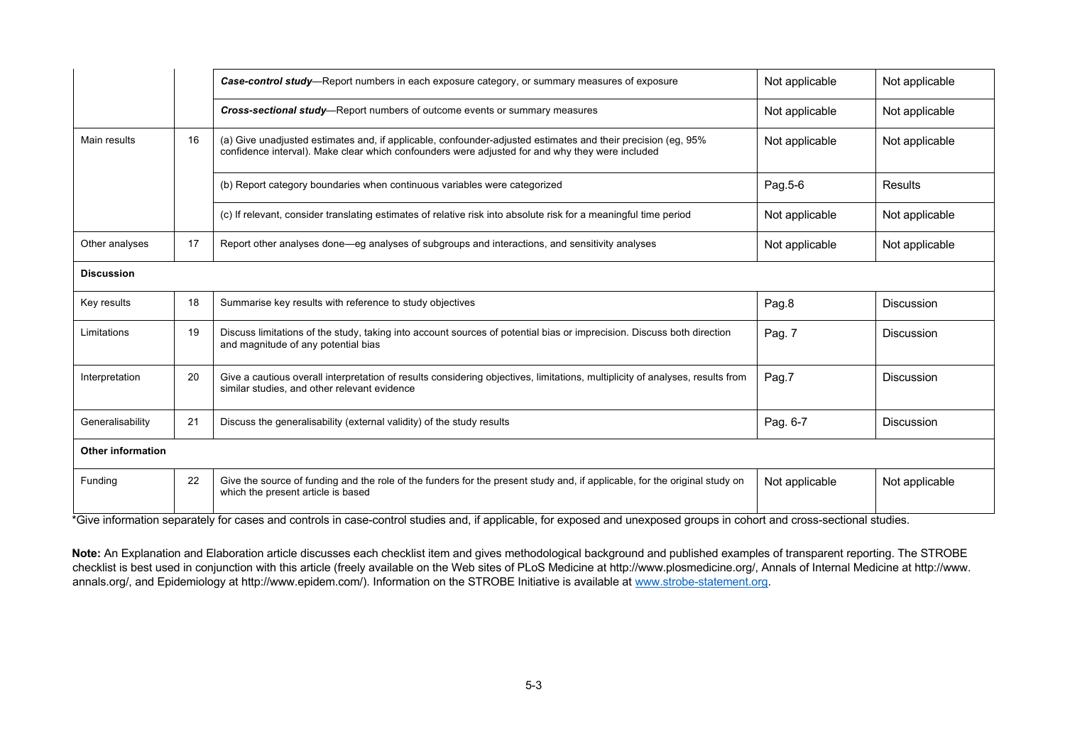|  |  |  |  |  |
|---|---|---|---|---|
|  |  | ***Case-control study***—Report numbers in each exposure category, or summary measures of exposure | Not applicable | Not applicable |
|  |  | ***Cross-sectional study***—Report numbers of outcome events or summary measures | Not applicable | Not applicable |
| Main results | 16 | (a) Give unadjusted estimates and, if applicable, confounder-adjusted estimates and their precision (eg, 95% confidence interval). Make clear which confounders were adjusted for and why they were included | Not applicable | Not applicable |
|  |  | (b) Report category boundaries when continuous variables were categorized | Pag.5-6 | Results |
|  |  | (c) If relevant, consider translating estimates of relative risk into absolute risk for a meaningful time period | Not applicable | Not applicable |
| Other analyses | 17 | Report other analyses done—eg analyses of subgroups and interactions, and sensitivity analyses | Not applicable | Not applicable |
| **Discussion** |  |  |  |  |
| Key results | 18 | Summarise key results with reference to study objectives | Pag.8 | Discussion |
| Limitations | 19 | Discuss limitations of the study, taking into account sources of potential bias or imprecision. Discuss both direction and magnitude of any potential bias | Pag. 7 | Discussion |
| Interpretation | 20 | Give a cautious overall interpretation of results considering objectives, limitations, multiplicity of analyses, results from similar studies, and other relevant evidence | Pag.7 | Discussion |
| Generalisability | 21 | Discuss the generalisability (external validity) of the study results | Pag. 6-7 | Discussion |
| **Other information** |  |  |  |  |
| Funding | 22 | Give the source of funding and the role of the funders for the present study and, if applicable, for the original study on which the present article is based | Not applicable | Not applicable |

*Give information separately for cases and controls in case-control studies and, if applicable, for exposed and unexposed groups in cohort and cross-sectional studies.

**Note:** An Explanation and Elaboration article discusses each checklist item and gives methodological background and published examples of transparent reporting. The STROBE checklist is best used in conjunction with this article (freely available on the Web sites of PLoS Medicine at http://www.plosmedicine.org/, Annals of Internal Medicine at http://www.annals.org/, and Epidemiology at http://www.epidem.com/). Information on the STROBE Initiative is available at www.strobe-statement.org.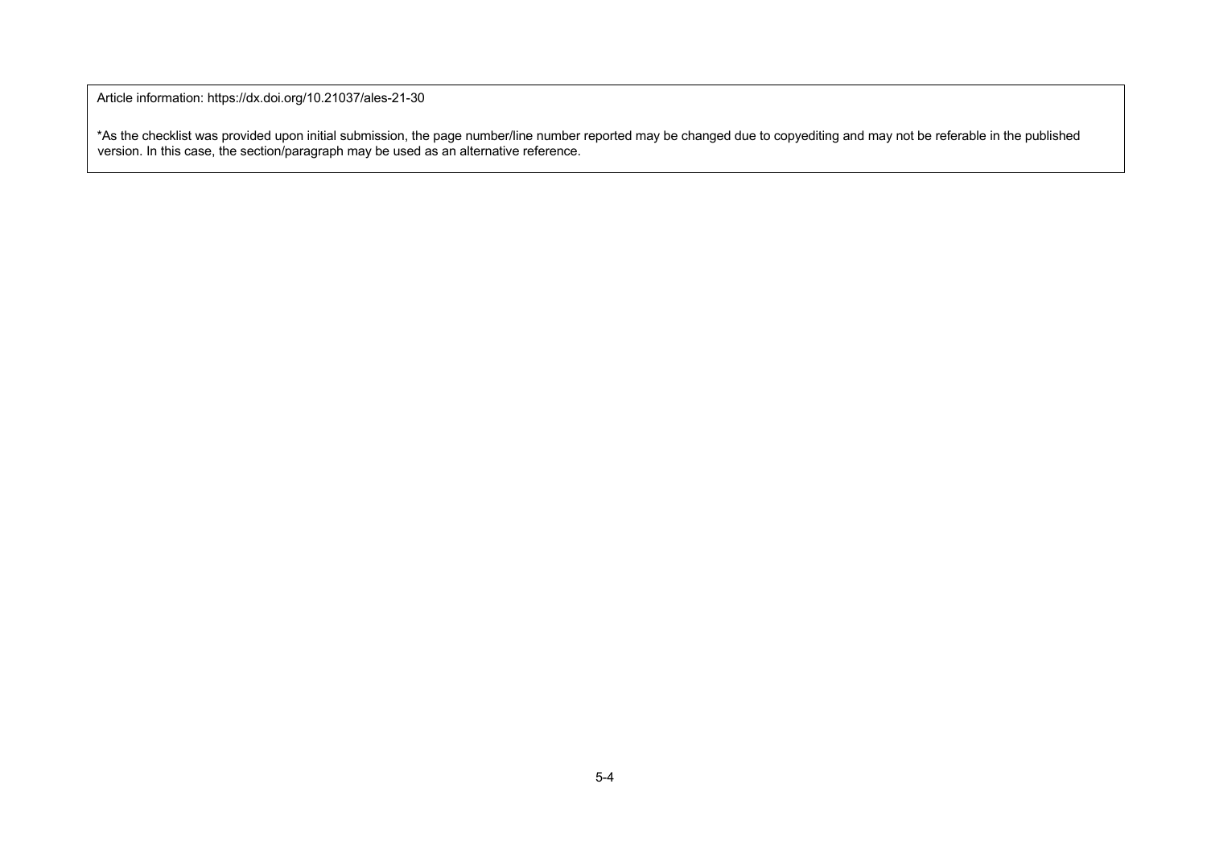Article information: https://dx.doi.org/10.21037/ales-21-30

*As the checklist was provided upon initial submission, the page number/line number reported may be changed due to copyediting and may not be referable in the published version. In this case, the section/paragraph may be used as an alternative reference.